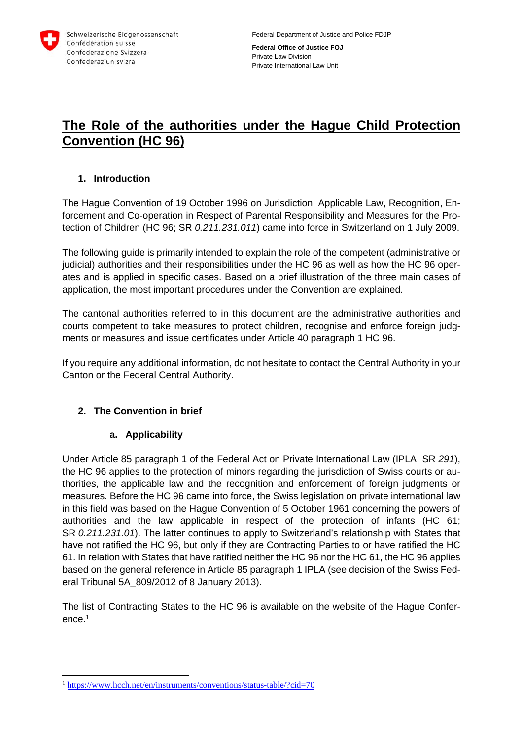Schweizerische Eidgenossenschaft
Confédération suisse
Confederazione Svizzera
Confederaziun svizra

Federal Department of Justice and Police FDJP

**Federal Office of Justice FOJ**
Private Law Division
Private International Law Unit

# The Role of the authorities under the Hague Child Protection Convention (HC 96)

## 1. Introduction

The Hague Convention of 19 October 1996 on Jurisdiction, Applicable Law, Recognition, Enforcement and Co-operation in Respect of Parental Responsibility and Measures for the Protection of Children (HC 96; SR *0.211.231.011*) came into force in Switzerland on 1 July 2009.

The following guide is primarily intended to explain the role of the competent (administrative or judicial) authorities and their responsibilities under the HC 96 as well as how the HC 96 operates and is applied in specific cases. Based on a brief illustration of the three main cases of application, the most important procedures under the Convention are explained.

The cantonal authorities referred to in this document are the administrative authorities and courts competent to take measures to protect children, recognise and enforce foreign judgments or measures and issue certificates under Article 40 paragraph 1 HC 96.

If you require any additional information, do not hesitate to contact the Central Authority in your Canton or the Federal Central Authority.

## 2. The Convention in brief

### a. Applicability

Under Article 85 paragraph 1 of the Federal Act on Private International Law (IPLA; SR *291*), the HC 96 applies to the protection of minors regarding the jurisdiction of Swiss courts or authorities, the applicable law and the recognition and enforcement of foreign judgments or measures. Before the HC 96 came into force, the Swiss legislation on private international law in this field was based on the Hague Convention of 5 October 1961 concerning the powers of authorities and the law applicable in respect of the protection of infants (HC 61; SR *0.211.231.01*). The latter continues to apply to Switzerland's relationship with States that have not ratified the HC 96, but only if they are Contracting Parties to or have ratified the HC 61. In relation with States that have ratified neither the HC 96 nor the HC 61, the HC 96 applies based on the general reference in Article 85 paragraph 1 IPLA (see decision of the Swiss Federal Tribunal 5A_809/2012 of 8 January 2013).

The list of Contracting States to the HC 96 is available on the website of the Hague Conference.[1]

[1] https://www.hcch.net/en/instruments/conventions/status-table/?cid=70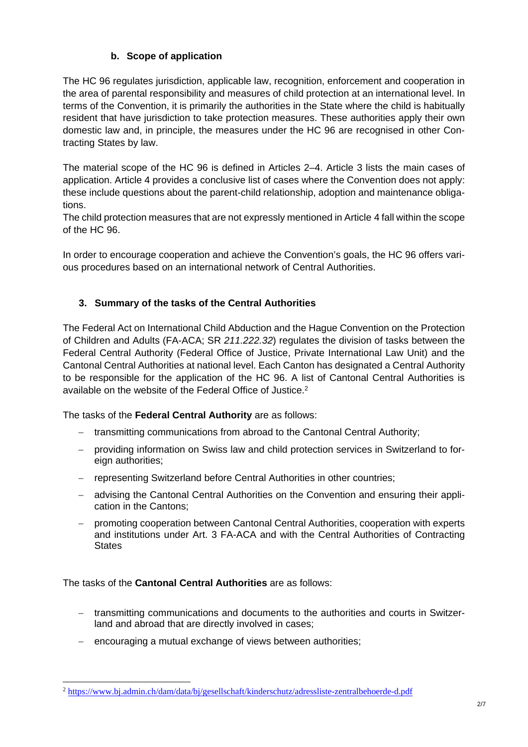### b. Scope of application

The HC 96 regulates jurisdiction, applicable law, recognition, enforcement and cooperation in the area of parental responsibility and measures of child protection at an international level. In terms of the Convention, it is primarily the authorities in the State where the child is habitually resident that have jurisdiction to take protection measures. These authorities apply their own domestic law and, in principle, the measures under the HC 96 are recognised in other Contracting States by law.

The material scope of the HC 96 is defined in Articles 2–4. Article 3 lists the main cases of application. Article 4 provides a conclusive list of cases where the Convention does not apply: these include questions about the parent-child relationship, adoption and maintenance obligations.
The child protection measures that are not expressly mentioned in Article 4 fall within the scope of the HC 96.

In order to encourage cooperation and achieve the Convention's goals, the HC 96 offers various procedures based on an international network of Central Authorities.

## 3. Summary of the tasks of the Central Authorities

The Federal Act on International Child Abduction and the Hague Convention on the Protection of Children and Adults (FA-ACA; SR *211.222.32*) regulates the division of tasks between the Federal Central Authority (Federal Office of Justice, Private International Law Unit) and the Cantonal Central Authorities at national level. Each Canton has designated a Central Authority to be responsible for the application of the HC 96. A list of Cantonal Central Authorities is available on the website of the Federal Office of Justice.[2]

The tasks of the **Federal Central Authority** are as follows:

- transmitting communications from abroad to the Cantonal Central Authority;
- providing information on Swiss law and child protection services in Switzerland to foreign authorities;
- representing Switzerland before Central Authorities in other countries;
- advising the Cantonal Central Authorities on the Convention and ensuring their application in the Cantons;
- promoting cooperation between Cantonal Central Authorities, cooperation with experts and institutions under Art. 3 FA-ACA and with the Central Authorities of Contracting States

The tasks of the **Cantonal Central Authorities** are as follows:

- transmitting communications and documents to the authorities and courts in Switzerland and abroad that are directly involved in cases;
- encouraging a mutual exchange of views between authorities;

[2] https://www.bj.admin.ch/dam/data/bj/gesellschaft/kinderschutz/adressliste-zentralbehoerde-d.pdf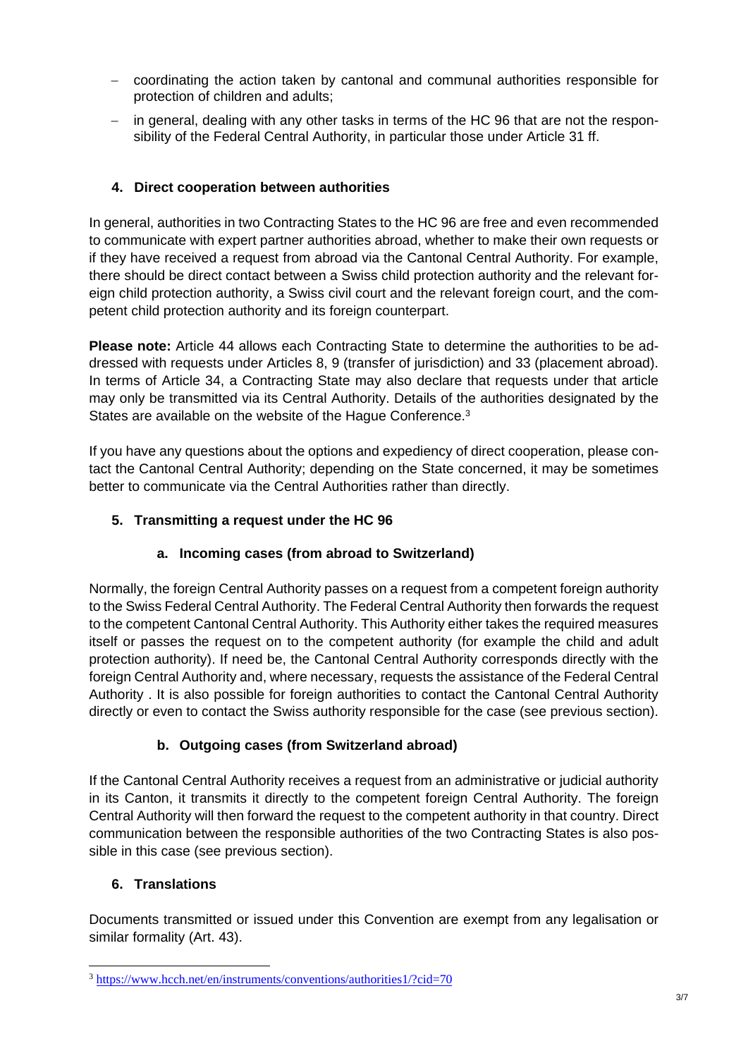- coordinating the action taken by cantonal and communal authorities responsible for protection of children and adults;
- in general, dealing with any other tasks in terms of the HC 96 that are not the responsibility of the Federal Central Authority, in particular those under Article 31 ff.

## 4. Direct cooperation between authorities

In general, authorities in two Contracting States to the HC 96 are free and even recommended to communicate with expert partner authorities abroad, whether to make their own requests or if they have received a request from abroad via the Cantonal Central Authority. For example, there should be direct contact between a Swiss child protection authority and the relevant foreign child protection authority, a Swiss civil court and the relevant foreign court, and the competent child protection authority and its foreign counterpart.

**Please note:** Article 44 allows each Contracting State to determine the authorities to be addressed with requests under Articles 8, 9 (transfer of jurisdiction) and 33 (placement abroad). In terms of Article 34, a Contracting State may also declare that requests under that article may only be transmitted via its Central Authority. Details of the authorities designated by the States are available on the website of the Hague Conference.[3]

If you have any questions about the options and expediency of direct cooperation, please contact the Cantonal Central Authority; depending on the State concerned, it may be sometimes better to communicate via the Central Authorities rather than directly.

## 5. Transmitting a request under the HC 96

### a. Incoming cases (from abroad to Switzerland)

Normally, the foreign Central Authority passes on a request from a competent foreign authority to the Swiss Federal Central Authority. The Federal Central Authority then forwards the request to the competent Cantonal Central Authority. This Authority either takes the required measures itself or passes the request on to the competent authority (for example the child and adult protection authority). If need be, the Cantonal Central Authority corresponds directly with the foreign Central Authority and, where necessary, requests the assistance of the Federal Central Authority . It is also possible for foreign authorities to contact the Cantonal Central Authority directly or even to contact the Swiss authority responsible for the case (see previous section).

### b. Outgoing cases (from Switzerland abroad)

If the Cantonal Central Authority receives a request from an administrative or judicial authority in its Canton, it transmits it directly to the competent foreign Central Authority. The foreign Central Authority will then forward the request to the competent authority in that country. Direct communication between the responsible authorities of the two Contracting States is also possible in this case (see previous section).

## 6. Translations

Documents transmitted or issued under this Convention are exempt from any legalisation or similar formality (Art. 43).

[3] https://www.hcch.net/en/instruments/conventions/authorities1/?cid=70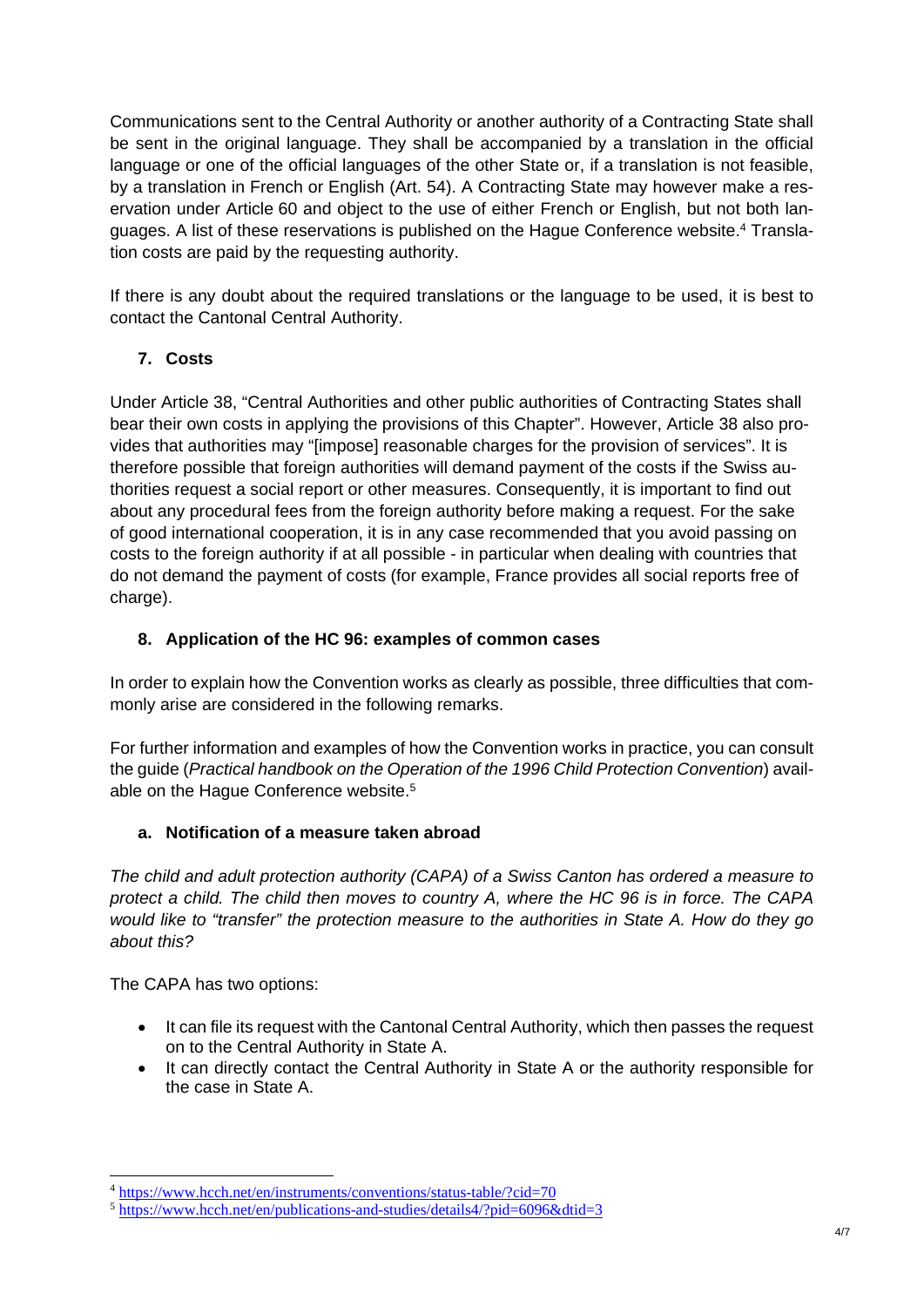Communications sent to the Central Authority or another authority of a Contracting State shall be sent in the original language. They shall be accompanied by a translation in the official language or one of the official languages of the other State or, if a translation is not feasible, by a translation in French or English (Art. 54). A Contracting State may however make a reservation under Article 60 and object to the use of either French or English, but not both languages. A list of these reservations is published on the Hague Conference website.[4] Translation costs are paid by the requesting authority.

If there is any doubt about the required translations or the language to be used, it is best to contact the Cantonal Central Authority.

## 7. Costs

Under Article 38, "Central Authorities and other public authorities of Contracting States shall bear their own costs in applying the provisions of this Chapter". However, Article 38 also provides that authorities may "[impose] reasonable charges for the provision of services". It is therefore possible that foreign authorities will demand payment of the costs if the Swiss authorities request a social report or other measures. Consequently, it is important to find out about any procedural fees from the foreign authority before making a request. For the sake of good international cooperation, it is in any case recommended that you avoid passing on costs to the foreign authority if at all possible - in particular when dealing with countries that do not demand the payment of costs (for example, France provides all social reports free of charge).

## 8. Application of the HC 96: examples of common cases

In order to explain how the Convention works as clearly as possible, three difficulties that commonly arise are considered in the following remarks.

For further information and examples of how the Convention works in practice, you can consult the guide (*Practical handbook on the Operation of the 1996 Child Protection Convention*) available on the Hague Conference website.[5]

### a. Notification of a measure taken abroad

*The child and adult protection authority (CAPA) of a Swiss Canton has ordered a measure to protect a child. The child then moves to country A, where the HC 96 is in force. The CAPA would like to "transfer" the protection measure to the authorities in State A. How do they go about this?*

The CAPA has two options:

- It can file its request with the Cantonal Central Authority, which then passes the request on to the Central Authority in State A.
- It can directly contact the Central Authority in State A or the authority responsible for the case in State A.

---

[4] https://www.hcch.net/en/instruments/conventions/status-table/?cid=70

[5] https://www.hcch.net/en/publications-and-studies/details4/?pid=6096&dtid=3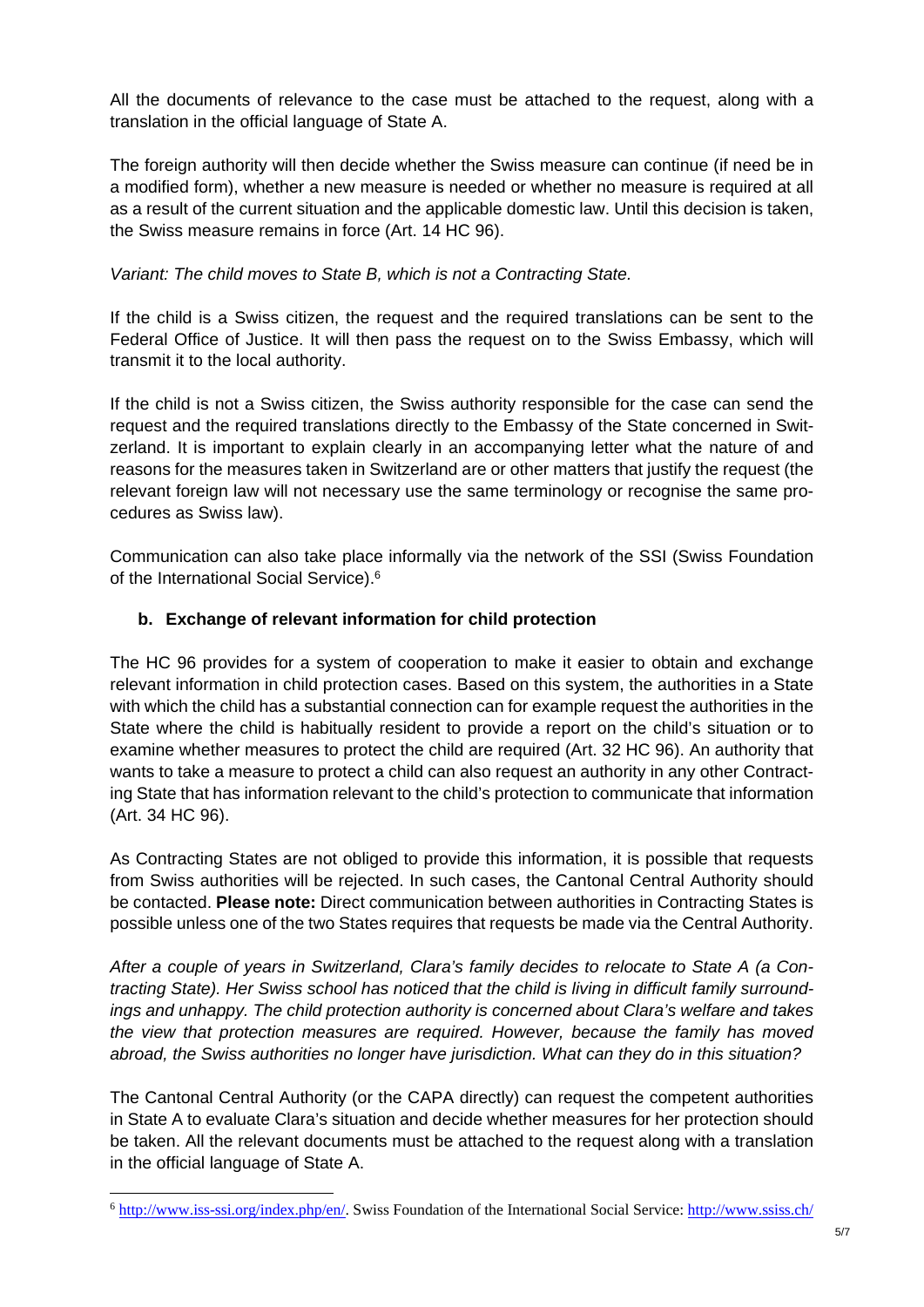All the documents of relevance to the case must be attached to the request, along with a translation in the official language of State A.

The foreign authority will then decide whether the Swiss measure can continue (if need be in a modified form), whether a new measure is needed or whether no measure is required at all as a result of the current situation and the applicable domestic law. Until this decision is taken, the Swiss measure remains in force (Art. 14 HC 96).

*Variant: The child moves to State B, which is not a Contracting State.*

If the child is a Swiss citizen, the request and the required translations can be sent to the Federal Office of Justice. It will then pass the request on to the Swiss Embassy, which will transmit it to the local authority.

If the child is not a Swiss citizen, the Swiss authority responsible for the case can send the request and the required translations directly to the Embassy of the State concerned in Switzerland. It is important to explain clearly in an accompanying letter what the nature of and reasons for the measures taken in Switzerland are or other matters that justify the request (the relevant foreign law will not necessary use the same terminology or recognise the same procedures as Swiss law).

Communication can also take place informally via the network of the SSI (Swiss Foundation of the International Social Service).[6]

### b. Exchange of relevant information for child protection

The HC 96 provides for a system of cooperation to make it easier to obtain and exchange relevant information in child protection cases. Based on this system, the authorities in a State with which the child has a substantial connection can for example request the authorities in the State where the child is habitually resident to provide a report on the child's situation or to examine whether measures to protect the child are required (Art. 32 HC 96). An authority that wants to take a measure to protect a child can also request an authority in any other Contracting State that has information relevant to the child's protection to communicate that information (Art. 34 HC 96).

As Contracting States are not obliged to provide this information, it is possible that requests from Swiss authorities will be rejected. In such cases, the Cantonal Central Authority should be contacted. **Please note:** Direct communication between authorities in Contracting States is possible unless one of the two States requires that requests be made via the Central Authority.

*After a couple of years in Switzerland, Clara's family decides to relocate to State A (a Contracting State). Her Swiss school has noticed that the child is living in difficult family surroundings and unhappy. The child protection authority is concerned about Clara's welfare and takes the view that protection measures are required. However, because the family has moved abroad, the Swiss authorities no longer have jurisdiction. What can they do in this situation?*

The Cantonal Central Authority (or the CAPA directly) can request the competent authorities in State A to evaluate Clara's situation and decide whether measures for her protection should be taken. All the relevant documents must be attached to the request along with a translation in the official language of State A.

---

[6] http://www.iss-ssi.org/index.php/en/. Swiss Foundation of the International Social Service: http://www.ssiss.ch/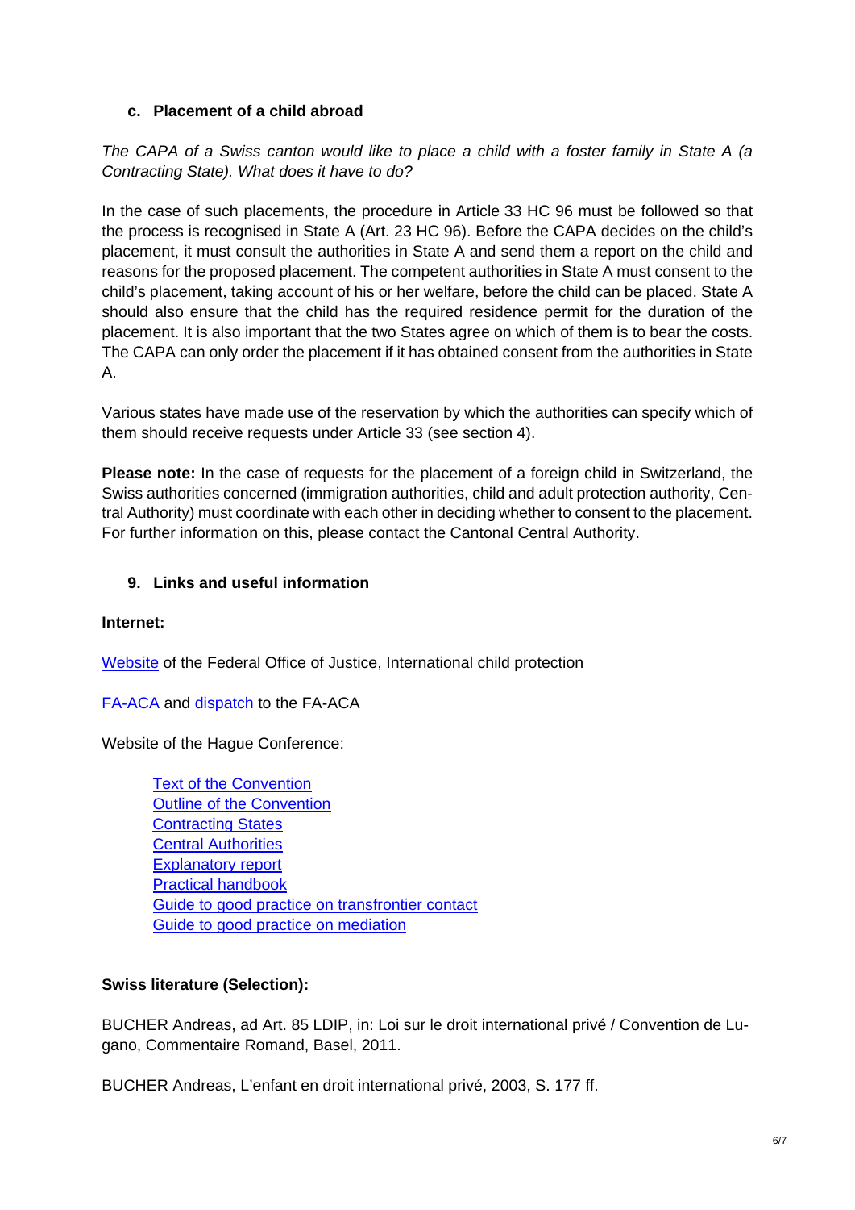### c. Placement of a child abroad

*The CAPA of a Swiss canton would like to place a child with a foster family in State A (a Contracting State). What does it have to do?*

In the case of such placements, the procedure in Article 33 HC 96 must be followed so that the process is recognised in State A (Art. 23 HC 96). Before the CAPA decides on the child's placement, it must consult the authorities in State A and send them a report on the child and reasons for the proposed placement. The competent authorities in State A must consent to the child's placement, taking account of his or her welfare, before the child can be placed. State A should also ensure that the child has the required residence permit for the duration of the placement. It is also important that the two States agree on which of them is to bear the costs. The CAPA can only order the placement if it has obtained consent from the authorities in State A.

Various states have made use of the reservation by which the authorities can specify which of them should receive requests under Article 33 (see section 4).

**Please note:** In the case of requests for the placement of a foreign child in Switzerland, the Swiss authorities concerned (immigration authorities, child and adult protection authority, Central Authority) must coordinate with each other in deciding whether to consent to the placement. For further information on this, please contact the Cantonal Central Authority.

## 9. Links and useful information

**Internet:**

Website of the Federal Office of Justice, International child protection

FA-ACA and dispatch to the FA-ACA

Website of the Hague Conference:

- Text of the Convention
- Outline of the Convention
- Contracting States
- Central Authorities
- Explanatory report
- Practical handbook
- Guide to good practice on transfrontier contact
- Guide to good practice on mediation

**Swiss literature (Selection):**

BUCHER Andreas, ad Art. 85 LDIP, in: Loi sur le droit international privé / Convention de Lugano, Commentaire Romand, Basel, 2011.

BUCHER Andreas, L'enfant en droit international privé, 2003, S. 177 ff.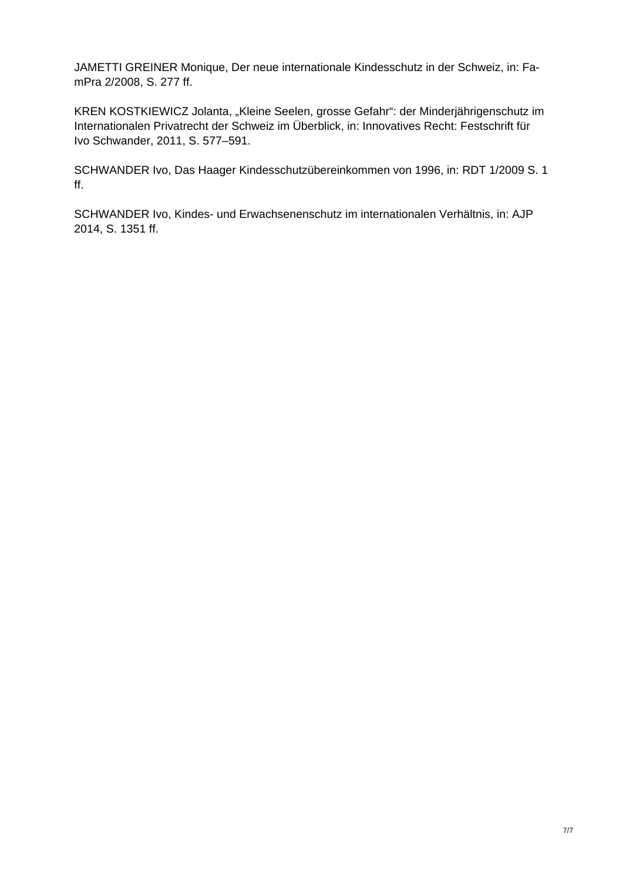JAMETTI GREINER Monique, Der neue internationale Kindesschutz in der Schweiz, in: FamPra 2/2008, S. 277 ff.

KREN KOSTKIEWICZ Jolanta, „Kleine Seelen, grosse Gefahr“: der Minderjährigenschutz im Internationalen Privatrecht der Schweiz im Überblick, in: Innovatives Recht: Festschrift für Ivo Schwander, 2011, S. 577–591.

SCHWANDER Ivo, Das Haager Kindesschutzübereinkommen von 1996, in: RDT 1/2009 S. 1 ff.

SCHWANDER Ivo, Kindes- und Erwachsenenschutz im internationalen Verhältnis, in: AJP 2014, S. 1351 ff.